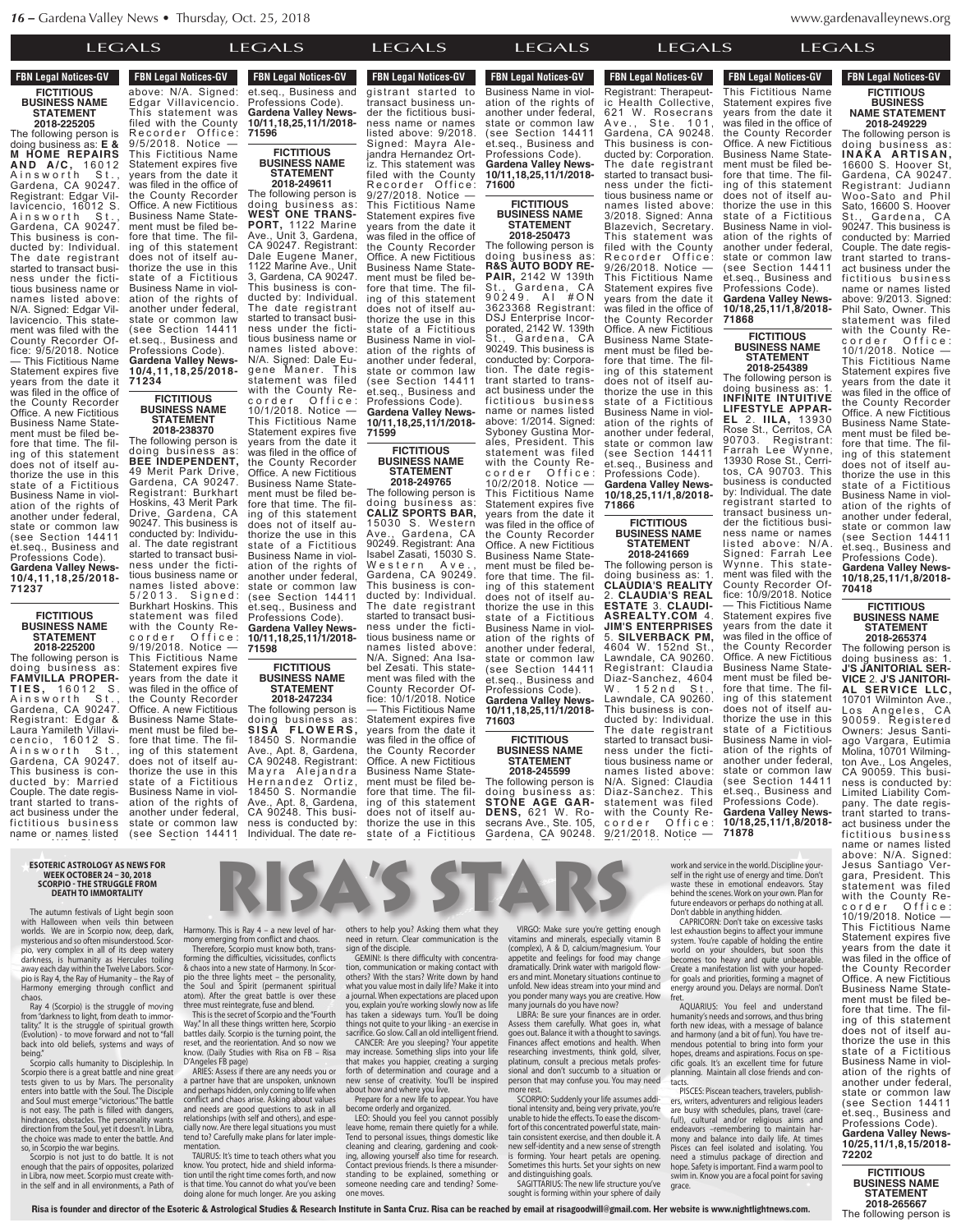# LEGALS

## FBN Legal Notices-GV

### FICTITIOUS BUSINESS NAME STATEMENT 2018-225205

The following person is doing business as: **E & M HOME REPAIRS AND A/C,** 16012 Ainsworth St., Gardena, CA 90247. Registrant: Edgar Villavicencio, 16012 S. Ainsworth St., Gardena, CA 90247. This business is conducted by: Individual. The date registrant started to transact business under the fictitious business name or names listed above: N/A. Signed: Edgar Villavicencio. This statement was filed with the County Recorder Office: 9/5/2018. Notice — This Fictitious Name Statement expires five years from the date it was filed in the office of the County Recorder Office. A new Fictitious Business Name Statement must be filed before that time. The filing of this statement does not of itself authorize the use in this state of a Fictitious Business Name in violation of the rights of another under federal, state or common law (see Section 14411 et.seq., Business and Professions Code). **Gardena Valley News-10/4,11,18,25/2018-71237**

### FICTITIOUS BUSINESS NAME STATEMENT 2018-225200

The following person is doing business as: **FAMVILLA PROPERTIES,** 16012 S. Ainsworth St., Gardena, CA 90247. Registrant: Edgar & Laura Yamileth Villavicencio, 16012 S. Ainsworth St., Gardena, CA 90247. This business is conducted by: Married Couple. The date registrant started to transact business under the fictitious business name or names listed above: N/A. Signed: Edgar Villavicencio. This statement was filed with the County Recorder Office: 9/5/2018. Notice — This Fictitious Name Statement expires five years from the date it was filed in the office of the County Recorder Office. A new Fictitious Business Name Statement must be filed before that time. The filing of this statement does not of itself authorize the use in this state of a Fictitious Business Name in violation of the rights of another under federal, state or common law (see Section 14411 et.seq., Business and Professions Code). **Gardena Valley News-10/4,11,18,25/2018-71234**

### FICTITIOUS BUSINESS NAME STATEMENT 2018-238370

The following person is doing business as: **BEE INDEPENDENT,** 49 Merit Park Drive, Gardena, CA 90247. Registrant: Burkhart Hoskins, 43 Merit Park Drive, Gardena, CA 90247. This business is conducted by: Individual. The date registrant started to transact business under the fictitious business name or names listed above: 5/2013. Signed: Burkhart Hoskins. This statement was filed with the County Recorder Office: 9/19/2018. Notice — This Fictitious Name Statement expires five years from the date it was filed in the office of the County Recorder Office. A new Fictitious Business Name Statement must be filed before that time. The filing of this statement does not of itself authorize the use in this state of a Fictitious Business Name in violation of the rights of another under federal, state or common law (see Section 14411 et.seq., Business and Professions Code). **Gardena Valley News-10/11,18,25,11/1/2018-71596**

### FICTITIOUS BUSINESS NAME STATEMENT 2018-249611

The following person is doing business as: **WEST ONE TRANSPORT,** 1122 Marine Ave., Unit 3, Gardena, CA 90247. Registrant: Dale Eugene Maner, 1122 Marine Ave., Unit 3, Gardena, CA 90247. This business is conducted by: Individual. The date registrant started to transact business under the fictitious business name or names listed above: N/A. Signed: Dale Eugene Maner. This statement was filed with the County Recorder Office: 10/1/2018. Notice — This Fictitious Name Statement expires five years from the date it was filed in the office of the County Recorder Office. A new Fictitious Business Name Statement must be filed before that time. The filing of this statement does not of itself authorize the use in this state of a Fictitious Business Name in violation of the rights of another under federal, state or common law (see Section 14411 et.seq., Business and Professions Code). **Gardena Valley News-10/11,18,25,11/1/2018-71598**

### FICTITIOUS BUSINESS NAME STATEMENT 2018-247234

The following person is doing business as: **SISA FLOWERS,** 18450 S. Normandie Ave., Apt. 8, Gardena, CA 90248. Registrant: Mayra Alejandra Hernandez Ortiz, 18450 S. Normandie Ave., Apt. 8, Gardena, CA 90248. This business is conducted by: Individual. The date registrant started to transact business under the fictitious business name or names listed above: 9/2018. Signed: Mayra Alejandra Hernandez Ortiz. This statement was filed with the County Recorder Office: 9/27/2018. Notice — This Fictitious Name Statement expires five years from the date it was filed in the office of the County Recorder Office. A new Fictitious Business Name Statement must be filed before that time. The filing of this statement does not of itself authorize the use in this state of a Fictitious Business Name in violation of the rights of another under federal, state or common law (see Section 14411 et.seq., Business and Professions Code). **Gardena Valley News-10/11,18,25,11/1/2018-71599**

### FICTITIOUS BUSINESS NAME STATEMENT 2018-249765

The following person is doing business as: **CALIZ SPORTS BAR,** 15030 S. Western Ave., Gardena, CA 90249. Registrant: Ana Isabel Zasati, 15030 S. Western Ave., Gardena, CA 90249. This business is conducted by: Individual. The date registrant started to transact business under the fictitious business name or names listed above: N/A. Signed: Ana Isabel Zesati. This statement was filed with the County Recorder Office: 10/1/2018. Notice — This Fictitious Name Statement expires five years from the date it was filed in the office of the County Recorder Office. A new Fictitious Business Name Statement must be filed before that time. The filing of this statement does not of itself authorize the use in this state of a Fictitious Business Name in violation of the rights of another under federal, state or common law (see Section 14411 et.seq., Business and Professions Code). **Gardena Valley News-10/11,18,25,11/1/2018-71600**

### FICTITIOUS BUSINESS NAME STATEMENT 2018-250473

The following person is doing business as: **R&S AUTO BODY REPAIR,** 2142 W 139th St., Gardena, CA 90249. AI #ON 3623368 Registrant: DSJ Enterprise Incorporated, 2142 W. 139th St., Gardena, CA 90249. This business is conducted by: Corporation. The date registrant started to transact business under the fictitious business name or names listed above: 1/2014. Signed: Syboney Gustina Morales, President. This statement was filed with the County Recorder Office: 10/2/2018. Notice — This Fictitious Name Statement expires five years from the date it was filed in the office of the County Recorder Office. A new Fictitious Business Name Statement must be filed before that time. The filing of this statement does not of itself authorize the use in this state of a Fictitious Business Name in violation of the rights of another under federal, state or common law (see Section 14411 et.seq., Business and Professions Code). **Gardena Valley News-10/11,18,25,11/1/2018-71603**

### FICTITIOUS BUSINESS NAME STATEMENT 2018-245599

The following person is doing business as: **STONE AGE GARDENS,** 621 W. Rosecrans Ave., Ste. 105, Gardena, CA 90248. Registrant: Therapeutic Health Collective, 621 W. Rosecrans Ave., Ste. 101, Gardena, CA 90248. This business is conducted by: Corporation. The date registrant started to transact business under the fictitious business name or names listed above: 3/2018. Signed: Anna Blazevich, Secretary. This statement was filed with the County Recorder Office: 9/26/2018. Notice — This Fictitious Name Statement expires five years from the date it was filed in the office of the County Recorder Office. A new Fictitious Business Name Statement must be filed before that time. The filing of this statement does not of itself authorize the use in this state of a Fictitious Business Name in violation of the rights of another under federal, state or common law (see Section 14411 et.seq., Business and Professions Code). **Gardena Valley News-10/18,25,11/1,8/2018-71866**

### FICTITIOUS BUSINESS NAME STATEMENT 2018-241669

The following person is doing business as: 1. **CLAUDIA'S REALTY** 2. **CLAUDIA'S REAL ESTATE** 3. **CLAUDIASREALTY.COM** 4. **JIM'S ENTERPRISES** 5. **SILVERBACK PM,** 4604 W. 152nd St., Lawndale, CA 90260. Registrant: Claudia Diaz-Sanchez, 4604 W. 152nd St., Lawndale, CA 90260. This business is conducted by: Individual. The date registrant started to transact business under the fictitious business name or names listed above: N/A. Signed: Claudia Diaz-Sanchez. This statement was filed with the County Recorder Office: 9/21/2018. Notice — This Fictitious Name Statement expires five years from the date it was filed in the office of the County Recorder Office. A new Fictitious Business Name Statement must be filed before that time. The filing of this statement does not of itself authorize the use in this state of a Fictitious Business Name in violation of the rights of another under federal, state or common law (see Section 14411 et.seq., Business and Professions Code). **Gardena Valley News-10/18,25,11/1,8/2018-71868**

### FICTITIOUS BUSINESS NAME STATEMENT 2018-254389

The following person is doing business as: 1. **INFINITE INTUITIVE LIFESTYLE APPAREL** 2. **IILA,** 13930 Rose St., Cerritos, CA 90703. Registrant: Farrah Lee Wynne, 13930 Rose St., Cerritos, CA 90703. This business is conducted by: Individual. The date registrant started to transact business under the fictitious business name or names listed above: N/A. Signed: Farrah Lee Wynne. This statement was filed with the County Recorder Office: 10/9/2018. Notice — This Fictitious Name Statement expires five years from the date it was filed in the office of the County Recorder Office. A new Fictitious Business Name Statement must be filed before that time. The filing of this statement does not of itself authorize the use in this state of a Fictitious Business Name in violation of the rights of another under federal, state or common law (see Section 14411 et.seq., Business and Professions Code). **Gardena Valley News-10/18,25,11/1,8/2018-71878**

### FICTITIOUS BUSINESS NAME STATEMENT 2018-249229

The following person is doing business as: **INAKA ARTISAN,** 16600 S. Hoover St, Gardena, CA 90247. Registrant: Judiann Woo-Sato and Phil Sato, 16600 S. Hoover St., Gardena, CA 90247. This business is conducted by: Married Couple. The date registrant started to transact business under the fictitious business name or names listed above: 9/2013. Signed: Phil Sato, Owner. This statement was filed with the County Recorder Office: 10/1/2018. Notice — This Fictitious Name Statement expires five years from the date it was filed in the office of the County Recorder Office. A new Fictitious Business Name Statement must be filed before that time. The filing of this statement does not of itself authorize the use in this state of a Fictitious Business Name in violation of the rights of another under federal, state or common law (see Section 14411 et.seq., Business and Professions Code). **Gardena Valley News-10/18,25,11/1,8/2018-70418**

### FICTITIOUS BUSINESS NAME STATEMENT 2018-265374

The following person is doing business as: 1. **J'S JANITORIAL SERVICE** 2. **J'S JANITORIAL SERVICE LLC,** 10701 Wilmington Ave., Los Angeles, CA 90059. Registered Owners: Jesus Santiago Vargara, Eutimia Molina, 10701 Wilmington Ave., Los Angeles, CA 90059. This business is conducted by: Limited Liability Company. The date registrant started to transact business under the fictitious business name or names listed above: N/A. Signed: Jesus Santiago Vergara, President. This statement was filed with the County Recorder Office: 10/19/2018. Notice — This Fictitious Name Statement expires five years from the date it was filed in the office of the County Recorder Office. A new Fictitious Business Name Statement must be filed before that time. The filing of this statement does not of itself authorize the use in this state of a Fictitious Business Name in violation of the rights of another under federal, state or common law (see Section 14411 et.seq., Business and Professions Code). **Gardena Valley News-10/25,11/1,8,15/2018-72202**

### FICTITIOUS BUSINESS NAME STATEMENT 2018-265667

The following person is

---

# RISA'S STARS

**ESOTERIC ASTROLOGY AS NEWS FOR WEEK OCTOBER 24 – 30, 2018**
**SCORPIO - THE STRUGGLE FROM DEATH TO IMMORTALITY**

The autumn festivals of Light begin soon with Halloween when veils thin between worlds. We are in Scorpio now, deep, dark, mysterious and so often misunderstood. Scorpio, very complex in all of its deep watery darkness, is humanity as Hercules toiling away each day within the Twelve Labors. Scorpio is Ray 4, the Ray of Humanity – the Ray of Harmony emerging through conflict and chaos.

Ray 4 (Scorpio) is the struggle of moving from "darkness to light, from death to immortality." It is the struggle of spiritual growth (Evolution) - to move forward and not to "fall back into old beliefs, systems and ways of being."

Scorpio calls humanity to Discipleship. In Scorpio there is a great battle and nine great tests given to us by Mars. The personality enters into battle with the Soul. The Disciple and Soul must emerge "victorious." The battle is not easy. The path is filled with dangers, hindrances, obstacles. The personality wants direction from the Soul, yet it doesn't. In Libra, the choice was made to enter the battle. And so, in Scorpio the war begins.

Scorpio is not just to do battle. It is not enough that the pairs of opposites, polarized in Libra, now meet. Scorpio must create within the self and in all environments, a Path of Harmony. This is Ray 4 – a new level of harmony emerging from conflict and chaos.

Therefore, Scorpio must know both, transforming the difficulties, vicissitudes, conflicts & chaos into a new state of Harmony. In Scorpio the three lights meet – the personality, the Soul and Spirit (permanent spiritual atom). After the great battle is over these three must reintegrate, fuse and blend.

This is the secret of Scorpio and the "Fourth Way." In all these things written here, Scorpio battles daily. Scorpio is the turning point, the reset, and the reorientation. And so now we know. (Daily Studies with Risa on FB – Risa D'Angeles FB page)

ARIES: Assess if there are any needs you or a partner have that are unspoken, unknown and perhaps hidden, only coming to life when conflict and chaos arise. Asking about values and needs are good questions to ask in all relationships (with self and others), and especially now. Are there legal situations you must tend to? Carefully make plans for later implementation.

TAURUS: It's time to teach others what you know. You protect, hide and shield information until the right time comes forth, and now is that time. You cannot do what you've been doing alone for much longer. Are you asking others to help you? Asking them what they need in return. Clear communication is the sign of the disciple.

GEMINI: Is there difficulty with concentration, communication or making contact with others? With the stars? Write down by hand what you value most in daily life? Make it into a journal. When expectations are placed upon you, explain you're working slowly now as life has taken a sideways turn. You'll be doing things not quite to your liking - an exercise in sacrifice. Go slow. Call an old intelligent friend.

CANCER: Are you sleeping? Your appetite may increase. Something slips into your life that makes you happier, creating a surging forth of determination and courage and a new sense of creativity. You'll be inspired about how and where you live.

Prepare for a new life to appear. You have become orderly and organized.

LEO: Should you feel you cannot possibly leave home, remain there quietly for a while. Tend to personal issues, things domestic like cleaning and clearing, gardening and cooking, allowing yourself also time for research. Contact previous friends. Is there a misunderstanding to be explained, something or someone needing care and tending? Some one moves.

VIRGO: Make sure you're getting enough vitamins and minerals, especially vitamin B (complex), A & D, calcium/magnesium. Your appetite and feelings for food may change dramatically. Drink water with marigold flowers and mint. Monetary situations continue to unfold. New ideas stream into your mind and you ponder many ways you are creative. How many journals do you have now?

LIBRA: Be sure your finances are in order. Assess them carefully. What goes in, what goes out. Balance it with a thought to savings. Finances affect emotions and health. When researching investments, think gold, silver, platinum, consult a precious metals professional and don't succumb to a situation or person that may confuse you. You may need more rest.

SCORPIO: Suddenly your life assumes additional intensity and, being very private, you're unable to hide the effects. To ease the discomfort of this concentrated powerful state, maintain consistent exercise, and then double it. A new self-identity and a new sense of strength is forming. Your heart petals are opening. Sometimes this hurts. Set your sights on new and distinguishing goals.

SAGITTARIUS: The new life structure you've sought is forming within your sphere of daily work and service in the world. Discipline yourself in the right use of energy and time. Don't waste these in emotional endeavors. Stay behind the scenes. Work on your own. Plan for future endeavors or perhaps do nothing at all. Don't dabble in anything hidden.

CAPRICORN: Don't take on excessive tasks lest exhaustion begins to affect your immune system. You're capable of holding the entire world on your shoulders, but soon this becomes too heavy and quite unbearable. Create a manifestation list with your hoped-for goals and priorities, forming a magnet of energy around you. Delays are normal. Don't fret.

AQUARIUS: You feel and understand humanity's needs and sorrows, and thus bring forth new ideas, with a message of balance and harmony (and a bit of fun). You have tremendous potential to bring into form your hopes, dreams and aspirations. Focus on specific goals. It's an excellent time for future planning. Maintain all close friends and contacts.

PISCES: Piscean teachers, travelers, publishers, writers, adventurers and religious leaders are busy with schedules, plans, travel (careful!), cultural and/or religious aims and endeavors –remembering to maintain harmony and balance into daily life. At times Pisces can feel isolated and isolating. You need a stimulus package of direction and hope. Safety is important. Find a warm pool to swim in. Know you are a focal point for saving grace.

**Risa is founder and director of the Esoteric & Astrological Studies & Research Institute in Santa Cruz. Risa can be reached by email at risagoodwill@gmail.com. Her website is www.nightlightnews.com.**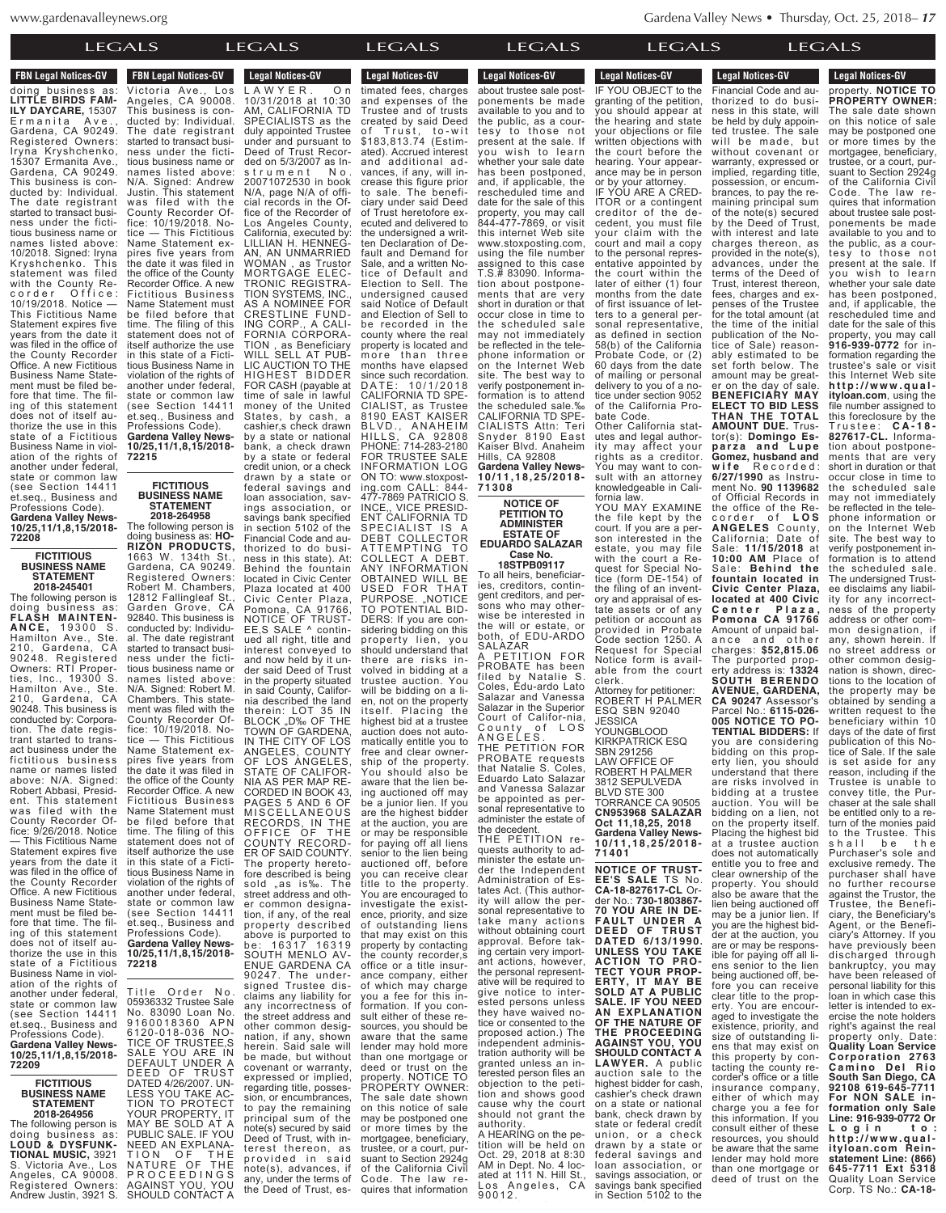**FBN Legal Notices-GV**

doing business as: **LITTLE BIRDS FAMILY DAYCARE,** 15307 Ermanita Ave., Gardena, CA 90249. Registered Owners: Iryna Kryshchenko, 15307 Ermanita Ave., Gardena, CA 90249. This business is conducted by: Individual. The date registrant started to transact business under the fictitious business name or names listed above: 10/2018. Signed: Iryna Kryshchenko. This statement was filed with the County Recorder Office: 10/19/2018. Notice — This Fictitious Name Statement expires five years from the date it was filed in the office of the County Recorder Office. A new Fictitious Business Name Statement must be filed before that time. The filing of this statement does not of itself authorize the use in this state of a Fictitious Business Name in violation of the rights of another under federal, state or common law (see Section 14411 et.seq., Business and Professions Code). **Gardena Valley News-10/25,11/1,8,15/2018-72208**

**FICTITIOUS BUSINESS NAME STATEMENT 2018-245401**

The following person is doing business as: **FLASH MAINTENANCE,** 19300 S. Hamilton Ave., Ste. 210, Gardena, CA 90248. Registered Owners: RTI Properties, Inc., 19300 S. Hamilton Ave., Ste. 210, Gardena, CA 90248. This business is conducted by: Corporation. The date registrant started to transact business under the fictitious business name or names listed above: N/A. Signed: Robert Abbasi, President. This statement was filed with the County Recorder Office: 9/26/2018. Notice — This Fictitious Name Statement expires five years from the date it was filed in the office of the County Recorder Office. A new Fictitious Business Name Statement must be filed before that time. The filing of this statement does not of itself authorize the use in this state of a Fictitious Business Name in violation of the rights of another under federal, state or common law (see Section 14411 et.seq., Business and Professions Code). **Gardena Valley News-10/25,11/1,8,15/2018-72209**

**FICTITIOUS BUSINESS NAME STATEMENT 2018-264956**

The following person is doing business as: **LOUD & DYSFUNKTIONAL MUSIC,** 3921 S. Victoria Ave., Los Angeles, CA 90008. Registered Owners: Andrew Justin, 3921 S. Victoria Ave., Los Angeles, CA 90008. This business is conducted by: Individual. The date registrant started to transact business under the fictitious business name or names listed above: N/A. Signed: Andrew Justin. This statement was filed with the County Recorder Office: 10/19/2018. Notice — This Fictitious Name Statement expires five years from the date it was filed in the office of the County Recorder Office. A new Fictitious Business Name Statement must be filed before that time. The filing of this statement does not of itself authorize the use in this state of a Fictitious Business Name in violation of the rights of another under federal, state or common law (see Section 14411 et.seq., Business and Professions Code). **Gardena Valley News-10/25,11/1,8,15/2018-72215**

**FICTITIOUS BUSINESS NAME STATEMENT 2018-264958**

The following person is doing business as: **HORIZON PRODUCTS,** 1663 W. 134th St., Gardena, CA 90249. Registered Owners: Robert M. Chambers, 12812 Fallingleaf St., Garden Grove, CA 92840. This business is conducted by: Individual. The date registrant started to transact business under the fictitious business name or names listed above: N/A. Signed: Robert M. Chambers. This statement was filed with the County Recorder Office: 10/19/2018. Notice — This Fictitious Name Statement expires five years from the date it was filed in the office of the County Recorder Office. A new Fictitious Business Name Statement must be filed before that time. The filing of this statement does not of itself authorize the use in this state of a Fictitious Business Name in violation of the rights of another under federal, state or common law (see Section 14411 et.seq., Business and Professions Code). **Gardena Valley News-10/25,11/1,8,15/2018-72218**

Title Order No. 05936332 Trustee Sale No. 83090 Loan No. 9160018360 APN 6120-018-036 NOTICE OF TRUSTEE,S SALE YOU ARE IN DEFAULT UNDER A DEED OF TRUST DATED 4/26/2007. UNLESS YOU TAKE ACTION TO PROTECT YOUR PROPERTY, IT MAY BE SOLD AT A PUBLIC SALE. IF YOU NEED AN EXPLANATION OF THE NATURE OF THE PROCEEDINGS AGAINST YOU, YOU SHOULD CONTACT A LAWYER. On 10/31/2018 at 10:30 AM, CALIFORNIA TD SPECIALISTS as the duly appointed Trustee under and pursuant to Deed of Trust Recorded on 5/3/2007 as Instrument No. 20071072530 in book N/A, page N/A of official records in the Office of the Recorder of Los Angeles County, California, executed by: LILLIAN H. HENNEGAN, AN UNMARRIED WOMAN , as Trustor MORTGAGE ELECTRONIC REGISTRATION SYSTEMS, INC., AS A NOMINEE FOR CRESTLINE FUNDING CORP., A CALIFORNIA CORPORATION , as Beneficiary WILL SELL AT PUBLIC AUCTION TO THE HIGHEST BIDDER FOR CASH (payable at time of sale in lawful money of the United States, by cash, a cashier,s check drawn by a state or national bank, a check drawn by a state or federal credit union, or a check drawn by a state or federal savings and loan association, savings association, or savings bank specified in section 5102 of the Financial Code and authorized to do business in this state). At: Behind the fountain located in Civic Center Plaza located at 400 Civic Center Plaza, Pomona, CA 91766, NOTICE OF TRUSTEE,S SALE ^ continued all right, title and interest conveyed to and now held by it under said Deed of Trust in the property situated in said County, California describing the land therein: LOT 35 IN BLOCK „D‰ OF THE TOWN OF GARDENA, IN THE CITY OF LOS ANGELES, COUNTY OF LOS ANGELES, STATE OF CALIFORNIA AS PER MAP RECORDED IN BOOK 43, PAGES 5 AND 6 OF MISCELLANEOUS RECORDS, IN THE OFFICE OF THE COUNTY RECORDER OF SAID COUNTY. The property heretofore described is being sold „as is‰. The street address and other common designation, if any, of the real property described above is purported to be: 16317 16319 SOUTH MENLO AVENUE GARDENA CA 90247. The undersigned Trustee disclaims any liability for any incorrectness of the street address and other common designation, if any, shown herein. Said sale will be made, but without covenant or warranty, expressed or implied, regarding title, possession, or encumbrances, to pay the remaining principal sum of the note(s) secured by said Deed of Trust, with interest thereon, as provided in said note(s), advances, if any, under the terms of the Deed of Trust, estimated fees, charges and expenses of the Trustee and of trusts created by said Deed of Trust, to-wit $183,813.74 (Estimated). Accrued interest and additional advances, if any, will increase this figure prior to sale. The beneficiary under said Deed of Trust heretofore executed and delivered to the undersigned a written Declaration of Default and Demand for Sale, and a written Notice of Default and Election to Sell. The undersigned caused said Notice of Default and Election of Sell to be recorded in the county where the real property is located and more than three months have elapsed since such recordation. DATE: 10/1/2018 CALIFORNIA TD SPECIALIST, as Trustee 8190 EAST KAISER BLVD., ANAHEIM HILLS, CA 92808 PHONE: 714-283-2180 FOR TRUSTEE SALE INFORMATION LOG ON TO: www.stoxposting.com CALL: 844-477-7869 PATRICIO S. INCE,, VICE PRESIDENT CALIFORNIA TD SPECIALIST IS A DEBT COLLECTOR ATTEMPTING TO COLLECT A DEBT. ANY INFORMATION OBTAINED WILL BE USED FOR THAT PURPOSE. NOTICE TO POTENTIAL BIDDERS: If you are considering bidding on this property lien, you should understand that there are risks involved in bidding at a trustee auction. You will be bidding on a lien, not on the property itself. Placing the highest bid at a trustee auction does not automatically entitle you to free and clear ownership of the property. You should also be aware that the lien being auctioned off may be a junior lien. If you are the highest bidder at the auction, you are or may be responsible for paying off all liens senior to the lien being auctioned off, before you can receive clear title to the property. You are encouraged to investigate the existence, priority, and size of outstanding liens that may exist on this property by contacting the county recorder,s office or a title insurance company, either of which may charge you a fee for this information. If you consult either of these resources, you should be aware that the same lender may hold more than one mortgage or deed of trust on the property. NOTICE TO PROPERTY OWNER: The sale date shown on this notice of sale may be postponed one or more times by the mortgagee, beneficiary, trustee, or a court, pursuant to Section 2924g of the California Civil Code. The law requires that information about trustee sale postponements be made available to you and to the public, as a courtesy to those not present at the sale. If you wish to learn whether your sale date has been postponed, and, if applicable, the rescheduled time and date for the sale of this property, you may call 844-477-7869, or visit this internet Web site www.stoxposting.com, using the file number assigned to this case T.S.# 83090. Information about postponements that are very short in duration or that occur close in time to the scheduled sale may not immediately be reflected in the telephone information or on the Internet Web site. The best way to verify postponement information is to attend the scheduled sale.‰ CALIFORNIA TD SPECIALISTS Attn: Teri Snyder 8190 East Kaiser Blvd. Anaheim Hills, CA 92808 **Gardena Valley News-10/11,18,25/2018-71308**

**NOTICE OF PETITION TO ADMINISTER ESTATE OF EDUARDO SALAZAR Case No. 18STPB09117**

To all heirs, beneficiaries, creditors, contingent creditors, and persons who may otherwise be interested in the will or estate, or both, of EDUARDO SALAZAR

A PETITION FOR PROBATE has been filed by Natalie S. Coles, Eduardo Lato Salazar and Vanessa Salazar in the Superior Court of California, County of LOS ANGELES.

THE PETITION FOR PROBATE requests that Natalie S. Coles, Eduardo Lato Salazar and Vanessa Salazar be appointed as personal representative to administer the estate of the decedent.

THE PETITION requests authority to administer the estate under the Independent Administration of Estates Act. (This authority will allow the personal representative to take many actions without obtaining court approval. Before taking certain very important actions, however, the personal representative will be required to give notice to interested persons unless they have waived notice or consented to the proposed action.) The independent administration authority will be granted unless an interested person files an objection to the petition and shows good cause why the court should not grant the authority.

A HEARING on the petition will be held on Oct. 29, 2018 at 8:30 AM in Dept. No. 4 located at 111 N. Hill St., Los Angeles, CA 90012.

IF YOU OBJECT to the granting of the petition, you should appear at the hearing and state your objections or file written objections with the court before the hearing. Your appearance may be in person or by your attorney.

IF YOU ARE A CREDITOR or a contingent creditor of the decedent, you must file your claim with the court and mail a copy to the personal representative appointed by the court within the later of either (1) four months from the date of first issuance of letters to a general personal representative, as defined in section 58(b) of the California Probate Code, or (2) 60 days from the date of mailing or personal delivery to you of a notice under section 9052 of the California Probate Code.

Other California statutes and legal authority may affect your rights as a creditor. You may want to consult with an attorney knowledgeable in California law.

YOU MAY EXAMINE the file kept by the court. If you are a person interested in the estate, you may file with the court a Request for Special Notice (form DE-154) of the filing of an inventory and appraisal of estate assets or of any petition or account as provided in Probate Code section 1250. A Request for Special Notice form is available from the court clerk.

Attorney for petitioner:
ROBERT H PALMER ESQ SBN 92040
JESSICA YOUNGBLOOD KIRKPATRICK ESQ SBN 291256
LAW OFFICE OF ROBERT H PALMER
3812 SEPULVEDA BLVD STE 300
TORRANCE CA 90505
**CN953968 SALAZAR Oct 11,18,25, 2018**
**Gardena Valley News-10/11,18,25/2018-71401**

**NOTICE OF TRUSTEE'S SALE** TS No. **CA-18-827617-CL** Order No.: **730-1803867-70 YOU ARE IN DEFAULT UNDER A DEED OF TRUST DATED 6/13/1990. UNLESS YOU TAKE ACTION TO PROTECT YOUR PROPERTY, IT MAY BE SOLD AT A PUBLIC SALE. IF YOU NEED AN EXPLANATION OF THE NATURE OF THE PROCEEDING AGAINST YOU, YOU SHOULD CONTACT A LAWYER.** A public auction sale to the highest bidder for cash, cashier's check drawn on a state or national bank, check drawn by state or federal credit union, or a check drawn by a state or federal savings and loan association, or savings association, or savings bank specified in Section 5102 to the Financial Code and authorized to do business in this state, will be held by duly appointed trustee. The sale will be made, but without covenant or warranty, expressed or implied, regarding title, possession, or encumbrances, to pay the remaining principal sum of the note(s) secured by the Deed of Trust, with interest and late charges thereon, as provided in the note(s), advances, under the terms of the Deed of Trust, interest thereon, fees, charges and expenses of the Trustee for the total amount (at the time of the initial publication of the Notice of Sale) reasonably estimated to be set forth below. The amount may be greater on the day of sale. **BENEFICIARY MAY ELECT TO BID LESS THAN THE TOTAL AMOUNT DUE.** Trustor(s): **Domingo Esparza and Lupe Gomez, husband and wife** Recorded: **6/27/1990** as Instrument No. **90 1139682** of Official Records in the office of the Recorder of **LOS ANGELES** County, California; Date of Sale: **11/15/2018** at **10:00 AM** Place of Sale: **Behind the fountain located in Civic Center Plaza, located at 400 Civic Center Plaza, Pomona CA 91766** Amount of unpaid balance and other charges: **$52,815.06** The purported property address is: **13324 SOUTH BERENDO AVENUE, GARDENA, CA 90247** Assessor's Parcel No.: **6115-026-005 NOTICE TO POTENTIAL BIDDERS:** If you are considering bidding on this property lien, you should understand that there are risks involved in bidding at a trustee auction. You will be bidding on a lien, not on the property itself. Placing the highest bid at a trustee auction does not automatically entitle you to free and clear ownership of the property. You should also be aware that the lien being auctioned off may be a junior lien. If you are the highest bidder at the auction, you are or may be responsible for paying off all liens senior to the lien being auctioned off, before you can receive clear title to the property. You are encouraged to investigate the existence, priority, and size of outstanding liens that may exist on this property by contacting the county recorder's office or a title insurance company, either of which may charge you a fee for this information. If you consult either of these resources, you should be aware that the same lender may hold more than one mortgage or deed of trust on the property. **NOTICE TO PROPERTY OWNER:** The sale date shown on this notice of sale may be postponed one or more times by the mortgagee, beneficiary, trustee, or a court, pursuant to Section 2924g of the California Civil Code. The law requires that information about trustee sale postponements be made available to you and to the public, as a courtesy to those not present at the sale. If you wish to learn whether your sale date has been postponed, and, if applicable, the rescheduled time and date for the sale of this property, you may call **916-939-0772** for information regarding the trustee's sale or visit this Internet Web site **http://www.qualityloan.com**, using the file number assigned to this foreclosure by the Trustee: **CA-18-827617-CL**. Information about postponements that are very short in duration or that occur close in time to the scheduled sale may not immediately be reflected in the telephone information or on the Internet Web site. The best way to verify postponement information is to attend the scheduled sale. The undersigned Trustee disclaims any liability for any incorrectness of the property address or other common designation, if any, shown herein. If no street address or other common designation is shown, directions to the location of the property may be obtained by sending a written request to the beneficiary within 10 days of the date of first publication of this Notice of Sale. If the sale is set aside for any reason, including if the Trustee is unable to convey title, the Purchaser at the sale shall be entitled only to a return of the monies paid to the Trustee. This shall be the Purchaser's sole and exclusive remedy. The purchaser shall have no further recourse against the Trustor, the Trustee, the Beneficiary, the Beneficiary's Agent, or the Beneficiary's Attorney. If you have previously been discharged through bankruptcy, you may have been released of personal liability for this loan in which case this letter is intended to exercise the note holders right's against the real property only. Date: **Quality Loan Service Corporation 2763 Camino Del Rio South San Diego, CA 92108 619-645-7711 For NON SALE information only Sale Line: 916-939-0772 Or Login to: http://www.qualityloan.com Reinstatement Line: (866) 645-7711 Ext 5318** Quality Loan Service Corp. TS No.: **CA-18-**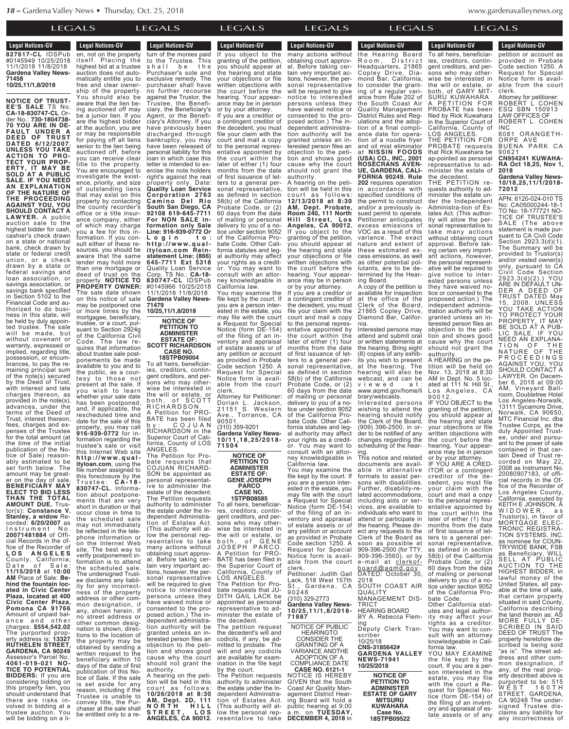## Legal Notices-GV

827617-CL IDSPub #0145949 10/25/2018 11/1/2018 11/8/2018
**Gardena Valley News-71458**
**10/25,11/1,8/2018**

**NOTICE OF TRUSTEE'S SALE** TS No. **CA-18-830747-CL** Order No.: **730-1804738-70 YOU ARE IN DEFAULT UNDER A DEED OF TRUST DATED 6/12/2007. UNLESS YOU TAKE ACTION TO PROTECT YOUR PROPERTY, IT MAY BE SOLD AT A PUBLIC SALE. IF YOU NEED AN EXPLANATION OF THE NATURE OF THE PROCEEDING AGAINST YOU, YOU SHOULD CONTACT A LAWYER.** A public auction sale to the highest bidder for cash, cashier's check drawn on a state or national bank, check drawn by state or federal credit union, or a check drawn by a state or federal savings and loan association, or savings association, or savings bank specified in Section 5102 to the Financial Code and authorized to do business in this state, will be held by duly appointed trustee. The sale will be made, but without covenant or warranty, expressed or implied, regarding title, possession, or encumbrances, to pay the remaining principal sum of the note(s) secured by the Deed of Trust, with interest and late charges thereon, as provided in the note(s), advances, under the terms of the Deed of Trust, interest thereon, fees, charges and expenses of the Trustee for the total amount (at the time of the initial publication of the Notice of Sale) reasonably estimated to be set forth below. The amount may be greater on the day of sale. **BENEFICIARY MAY ELECT TO BID LESS THAN THE TOTAL AMOUNT DUE.** Trustor(s): **Constance V. Stanley, a widow** Recorded: **6/20/2007** as Instrument No. **20071481884** of Official Records in the office of the Recorder of **LOS ANGELES** County, California; Date of Sale: **11/15/2018** at **10:00 AM** Place of Sale: **Behind the fountain located in Civic Center Plaza, located at 400 Civic Center Plaza, Pomona CA 91766** Amount of unpaid balance and other charges: **$554,542.02** The purported property address is: **13327 RUTHELEN STREET, GARDENA, CA 90249** Assessor's Parcel No.: **4061-019-021 NOTICE TO POTENTIAL BIDDERS:** If you are considering bidding on this property lien, you should understand that there are risks involved in bidding at a trustee auction. You will be bidding on a lien, not on the property itself. Placing the highest bid at a trustee auction does not automatically entitle you to free and clear ownership of the property. You should also be aware that the lien being auctioned off may be a junior lien. If you are the highest bidder at the auction, you are or may be responsible for paying off all liens senior to the lien being auctioned off, before you can receive clear title to the property. You are encouraged to investigate the existence, priority, and size of outstanding liens that may exist on this property by contacting the county recorder's office or a title insurance company, either of which may charge you a fee for this information. If you consult either of these resources, you should be aware that the same lender may hold more than one mortgage or deed of trust on the property. **NOTICE TO PROPERTY OWNER:** The sale date shown on this notice of sale may be postponed one or more times by the mortgagee, beneficiary, trustee, or a court, pursuant to Section 2924g of the California Civil Code. The law requires that information about trustee sale postponements be made available to you and to the public, as a courtesy to those not present at the sale. If you wish to learn whether your sale date has been postponed, and, if applicable, the rescheduled time and date for the sale of this property, you may call **916-939-0772** for information regarding the trustee's sale or visit this Internet Web site **http://www.qualityloan.com**, using the file number assigned to this foreclosure by the Trustee: **CA-18-830747-CL**. Information about postponements that are very short in duration or that occur close in time to the scheduled sale may not immediately be reflected in the telephone information or on the Internet Web site. The best way to verify postponement information is to attend the scheduled sale. The undersigned Trustee disclaims any liability for any incorrectness of the property address or other common designation, if any, shown herein. If no street address or other common designation is shown, directions to the location of the property may be obtained by sending a written request to the beneficiary within 10 days of the date of first publication of this Notice of Sale. If the sale is set aside for any reason, including if the Trustee is unable to convey title, the Purchaser at the sale shall be entitled only to a return of the monies paid to the Trustee. This shall be the Purchaser's sole and exclusive remedy. The purchaser shall have no further recourse against the Trustor, the Trustee, the Beneficiary, the Beneficiary's Agent, or the Beneficiary's Attorney. If you have previously been discharged through bankruptcy, you may have been released of personal liability for this loan in which case this letter is intended to exercise the note holders right's against the real property only. Date: **Quality Loan Service Corporation 2763 Camino Del Rio South San Diego, CA 92108 619-645-7711 For NON SALE information only Sale Line: 916-939-0772 Or Login to: http://www.qualityloan.com Reinstatement Line: (866) 645-7711 Ext 5318** Quality Loan Service Corp. TS No.: **CA-18-830747-CL** IDSPub #0145966 10/25/2018 11/1/2018 11/8/2018
**Gardena Valley News-71479**
**10/25,11/1,8/2018**

**NOTICE OF PETITION TO ADMINISTER ESTATE OF: SCOTT RICHARDSON CASE NO. 18STPB09004**

To all heirs, beneficiaries, contingent creditors, and persons who may otherwise be interested in the will or estate, or both, of SCOTT RICHARDSON.

A Petition for PROBATE has been filed by: COJUAN RICHARDSON in the Superior Court of California, County of LOS ANGELES.

The Petition for Probate requests that COJUAN RICHARDSON be appointed as personal representative to administer the estate of the decedent.

The Petition requests authority to administer the estate under the Independent Administration of Estates Act. (This authority will allow the personal representative to take many actions without obtaining court approval. Before taking certain very important actions, however, the personal representative will be required to give notice to interested persons unless they have waived notice or consented to the proposed action.) The independent administration authority will be granted unless an interested person files an objection to the petition and shows good cause why the court should not grant the authority.

A hearing on the petition will be held in this court as follows: **10/26/2018 at 8:30 AM, Dept. 2D, 111 NORTH HILL STREET, LOS ANGELES, CA 90012.**

If you object to the granting of the petition, you should appear at the hearing and state your objections or file written objections with the court before the hearing. Your appearance may be in person or by your attorney.

If you are a creditor or a contingent creditor of the decedent, you must file your claim with the court and mail a copy to the personal representative appointed by the court within the later of either (1) four months from the date of first issuance of letters to a general personal representative, as defined in section 58(b) of the California Probate Code, or (2) 60 days from the date of mailing or personal delivery to you of a notice under section 9052 of the California Probate Code. Other California statutes and legal authority may affect your rights as a creditor. You may want to consult with an attorney knowledgeable in California law.

You may examine the file kept by the court. If you are a person interested in the estate, you may file with the court a Request for Special Notice (form DE-154) of the filing of an inventory and appraisal of estate assets or of any petition or account as provided in Probate Code section 1250. A Request for Special Notice form is available from the court clerk.

Attorney for Petitioner: Dorian L. Jackson, 21151 S. Western Ave., Torrance, CA 90501.
(310) 359-9201
**Gardena Valley News-10/11,18,25/2018-71504**

**NOTICE OF PETITION TO ADMINISTER ESTATE OF: GENE JOSEPH PARCO CASE NO. 1STPB08585**

To all heirs, beneficiaries, creditors, contingent creditors, and persons who may otherwise be interested in the will or estate, or both, of GENE JOSEPH PARCO.

A Petition for PROBATE has been filed in the Superior Court of California, County of LOS ANGELES.

The Petition for Probate requests that JUDITH GAIL LACK be appointed as personal representative to administer the estate of the decedent.

The petition request the decedent's will and codicils, if any, be admitted to probate. The will and any codicils are available for examination in the file kept by the court.

The Petition requests authority to administer the estate under the Independent Administration of Estates Act. (This authority will allow the personal representative to take many actions without obtaining court approval. Before taking certain very important actions, however, the personal representative will be required to give notice to interested persons unless they have waived notice or consented to the proposed action.) The independent administration authority will be granted unless an interested person files an objection to the petition and shows good cause why the court should not grant the authority.

A hearing on the petition will be held in this court as follows: **12/13/2018 at 8:30 AM, Dept. Probate, Room 240, 111 North Hill Street, Los Angeles, CA 90012.** If you object to the granting of the petition, you should appear at the hearing and state your objections or file written objections with the court before the hearing. Your appearance may be in person or by your attorney.

If you are a creditor or a contingent creditor of the decedent, you must file your claim with the court and mail a copy to the personal representative appointed by the court within the later of either (1) four months from the date of first issuance of letters to a general personal representative, as defined in section 58(b) of the California Probate Code, or (2) 60 days from the date of mailing or personal delivery to you of a notice under section 9052 of the California Probate Code. Other California statutes and legal authority may affect your rights as a creditor. You may want to consult with an attorney knowledgeable in California law.

You may examine the file kept by the court. If you are a person interested in the estate, you may file with the court a Request for Special Notice (form DE-154) of the filing of an inventory and appraisal of estate assets or of any petition or account as provided in Probate Code section 1250. A Request for Special Notice form is available from the court clerk.

Petitioner: Judith Gail Lack, 518 West 157th St., Gardena, CA 90248
(310) 329-2773
**Gardena Valley News-10/25,11/1,8/2018-71887**

NOTICE OF PUBLIC HEARINGTO CONSIDER THE GRANTING OF A VARIANCE ANDTHE ADOPTION OF A COMPLIANCE DATE
**CASE NO. 6121-1**

NOTICE IS HEREBY GIVEN that the South Coast Air Quality Management District Hearing Board will hold a public hearing at 9:00 a.m. on **TUESDAY, DECEMBER 4, 2018** in the Hearing Board Room, District Headquarters, 21865 Copley Drive, Diamond Bar, California, to consider the granting of a regular variance from Rule 202 of the South Coast Air Quality Management District Rules and Regulations and the adoption of a final compliance date for operation of a noodle fryer and oil mist eliminator at **NISSIN FOODS (USA) CO., INC., 2001 ROSECRANS AVENUE, GARDENA, CALIFORNIA 90249. Rule 202** requires operation in accordance with specified conditions of the permit to construct and/or a previously issued permit to operate. Petitioner anticipates excess emissions of VOC as a result of this variance. The exact nature and extent of these estimated excess emissions, as well as other potential pollutants, are to be determined by the Hearing Board.

A copy of the petition is available for inspection at the office of the Clerk of the Board, 21865 Copley Drive, Diamond Bar, California.

Interested persons may attend and submit oral or written statements at the hearing. Bring eight (8) copies of any exhibits you wish to present at the hearing. The hearing will also be webcast, and can be viewed at: www.aqmd.gov/home/library/webcasts.

Interested persons wishing to attend the hearing should notify the Clerk of the Board, (909) 396-2500, in order to be notified of any changes regarding the scheduling of the hearing.

This notice and related documents are available in alternative formats to assist persons with disabilities. Further, disability-related accommodations, including aids or services, are available to individuals who want to attend or participate in the hearing. Please direct any requests to the Clerk of the Board as soon as possible at 909-396-2500 (for TTY, 909-396-3560), or by e-mail at clerkofboard@aqmd.gov.

DATED: October 30, 2018

SOUTH COAST AIR QUALITY MANAGEMENT DISTRICT
HEARING BOARD
BY A. Rebecca Fleming
Deputy Clerk Transcriber
10/25/18
**CNS-3185642#**
**GARDENA VALLEY NEWS-71941**
**10/25/2018**

**NOTICE OF PETITION TO ADMINISTER ESTATE OF GARY MITSURU KUWAHARA Case No. 18STPB09522**

To all heirs, beneficiaries, creditors, contingent creditors, and persons who may otherwise be interested in the will or estate, or both, of GARY MITSURU KUWAHARA

A PETITION FOR PROBATE has been filed by Rick Kuwahara in the Superior Court of California, County of LOS ANGELES.

THE PETITION FOR PROBATE requests that Rick Kuwahara be appointed as personal representative to administer the estate of the decedent.

THE PETITION requests authority to administer the estate under the Independent Administration of Estates Act. (This authority will allow the personal representative to take many actions without obtaining court approval. Before taking certain very important actions, however, the personal representative will be required to give notice to interested persons unless they have waived notice or consented to the proposed action.) The independent administration authority will be granted unless an interested person files an objection to the petition and shows good cause why the court should not grant the authority.

A HEARING on the petition will be held on Nov. 13, 2018 at 8:30 AM in Dept. No. 5 located at 111 N. Hill St., Los Angeles, CA 90012.

IF YOU OBJECT to the granting of the petition, you should appear at the hearing and state your objections or file written objections with the court before the hearing. Your appearance may be in person or by your attorney.

IF YOU ARE A CREDITOR or a contingent creditor of the decedent, you must file your claim with the court and mail a copy to the personal representative appointed by the court within the later of either (1) four months from the date of first issuance of letters to a general personal representative, as defined in section 58(b) of the California Probate Code, or (2) 60 days from the date of mailing or personal delivery to you of a notice under section 9052 of the California Probate Code.

Other California statutes and legal authority may affect your rights as a creditor. You may want to consult with an attorney knowledgeable in California law.

YOU MAY EXAMINE the file kept by the court. If you are a person interested in the estate, you may file with the court a Request for Special Notice (form DE-154) of the filing of an inventory and appraisal of estate assets or of any petition or account as provided in Probate Code section 1250. A Request for Special Notice form is available from the court clerk.

Attorney for petitioner:
ROBERT L COHEN ESQ SBN 150913
LAW OFFICES OF ROBERT L. COHEN INC
8081 ORANGETHORPE AVE
BUENA PARK CA 90621
**CN954241 KUWAHARA Oct 18,25, Nov 1, 2018**
**Gardena Valley News-10/18,25,11/1/2018-72012**

APN: 6120-024-010 TS No: CA05000244-18-1 TO No: 18-177721 NOTICE OF TRUSTEE'S SALE (The above statement is made pursuant to CA Civil Code Section 2923.3(d)(1). The Summary will be provided to Trustor(s) and/or vested owner(s) only, pursuant to CA Civil Code Section 2923.3(d)(2).) YOU ARE IN DEFAULT UNDER A DEED OF TRUST DATED May 15, 2008. UNLESS YOU TAKE ACTION TO PROTECT YOUR PROPERTY, IT MAY BE SOLD AT A PUBLIC SALE. IF YOU NEED AN EXPLANATION OF THE NATURE OF THE PROCEEDINGS AGAINST YOU, YOU SHOULD CONTACT A LAWYER. On December 6, 2018 at 09:00 AM, Vineyard Ballroom, Doubletree Hotel Los Angeles-Norwalk, 13111 Sycamore Drive, Norwalk, CA 90650, MTC Financial Inc. dba Trustee Corps, as the duly Appointed Trustee, under and pursuant to the power of sale contained in that certain Deed of Trust recorded on May 22, 2008 as Instrument No. 20080907183, of official records in the Office of the Recorder of Los Angeles County, California, executed by KEITH E JOHNSON, A WIDOWER, as Trustor(s), in favor of MORTGAGE ELECTRONIC REGISTRATION SYSTEMS, INC. as nominee for COUNTRYWIDE BANK, FSB as Beneficiary, WILL SELL AT PUBLIC AUCTION TO THE HIGHEST BIDDER, in lawful money of the United States, all payable at the time of sale, that certain property situated in said County, California describing the land therein as: AS MORE FULLY DESCRIBED IN SAID DEED OF TRUST The property heretofore described is being sold "as is". The street address and other common designation, if any, of the real property described above is purported to be: 515 WEST 160TH STREET, GARDENA, CA 90248 The undersigned Trustee disclaims any liability for any incorrectness of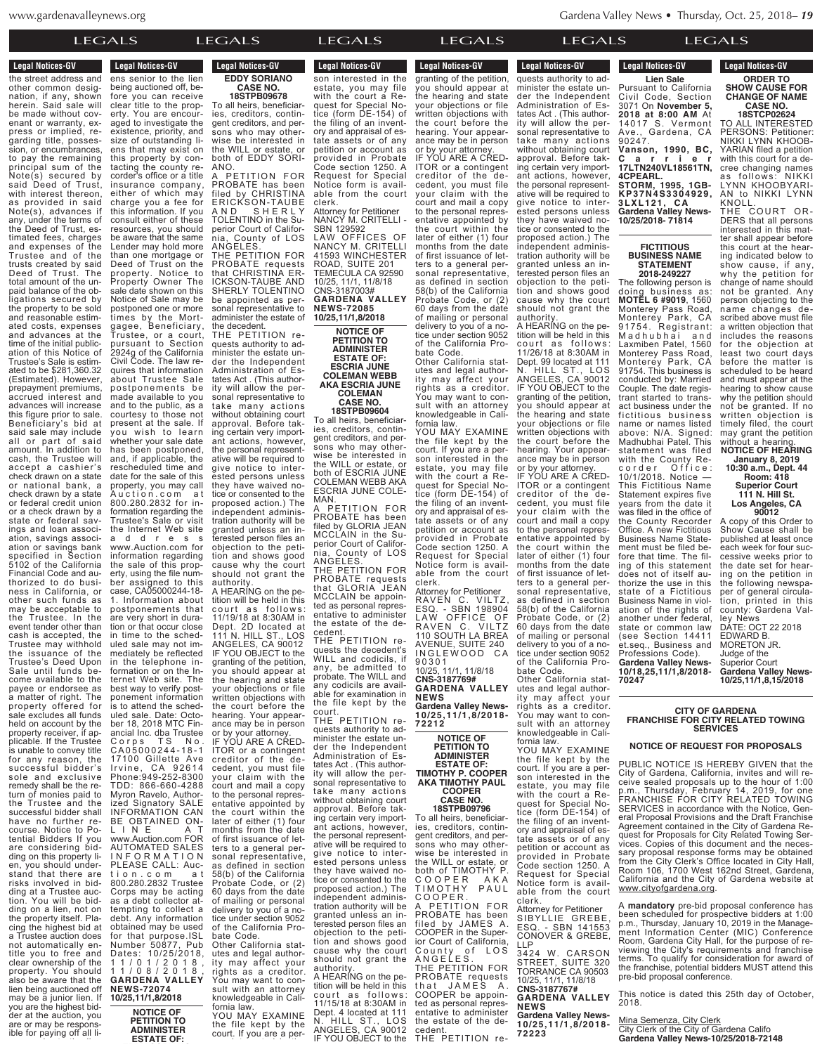the street address and other common designation, if any, shown herein. Said sale will be made without covenant or warranty, express or implied, regarding title, possession, or encumbrances, to pay the remaining principal sum of the Note(s) secured by said Deed of Trust, with interest thereon, as provided in said Note(s), advances if any, under the terms of the Deed of Trust, estimated fees, charges and expenses of the Trustee and of the trusts created by said Deed of Trust. The total amount of the unpaid balance of the obligations secured by the property to be sold and reasonable estimated costs, expenses and advances at the time of the initial publication of this Notice of Trustee's Sale is estimated to be $281,360.32 (Estimated). However, prepayment premiums, accrued interest and advances will increase this figure prior to sale. Beneficiary's bid at said sale may include all or part of said amount. In addition to cash, the Trustee will accept a cashier's check drawn on a state or national bank, a check drawn by a state or federal credit union or a check drawn by a state or federal savings and loan association, savings association or savings bank specified in Section 5102 of the California Financial Code and authorized to do business in California, or other such funds as may be acceptable to the Trustee. In the event tender other than cash is accepted, the Trustee may withhold the issuance of the Trustee's Deed Upon Sale until funds become available to the payee or endorsee as a matter of right. The property offered for sale excludes all funds held on account by the property receiver, if applicable. If the Trustee is unable to convey title for any reason, the successful bidder's sole and exclusive remedy shall be the return of monies paid to the Trustee and the successful bidder shall have no further recourse. Notice to Potential Bidders If you are considering bidding on this property lien, you should understand that there are risks involved in bidding at a Trustee auction. You will be bidding on a lien, not on the property itself. Placing the highest bid at a Trustee auction does not automatically entitle you to free and clear ownership of the property. You should also be aware that the lien being auctioned off may be a junior lien. If you are the highest bidder at the auction, you are or may be responsible for paying off all liens senior to the lien being auctioned off, before you can receive clear title to the property. You are encouraged to investigate the existence, priority, and size of outstanding liens that may exist on this property by contacting the county recorder's office or a title insurance company, either of which may charge you a fee for this information. If you consult either of these resources, you should be aware that the same Lender may hold more than one mortgage or Deed of Trust on the property. Notice to Property Owner The sale date shown on this Notice of Sale may be postponed one or more times by the Mortgagee, Beneficiary, Trustee, or a court, pursuant to Section 2924g of the California Civil Code. The law requires that information about Trustee Sale postponements be made available to you and to the public, as a courtesy to those not present at the sale. If you wish to learn whether your sale date has been postponed, and, if applicable, the rescheduled time and date for the sale of this property, you may call Auction.com at 800.280.2832 for information regarding the Trustee's Sale or visit the Internet Web site address www.Auction.com for information regarding the sale of this property, using the file number assigned to this case, CA05000244-18-1. Information about postponements that are very short in duration or that occur close in time to the scheduled sale may not immediately be reflected in the telephone information or on the Internet Web site. The best way to verify postponement information is to attend the scheduled sale. Date: October 18, 2018 MTC Financial Inc. dba Trustee Corps TS No. CA05000244-18-1 17100 Gillette Ave Irvine, CA 92614 Phone:949-252-8300 TDD: 866-660-4288 Myron Ravelo, Authorized Signatory SALE INFORMATION CAN BE OBTAINED ON-LINE AT www.Auction.com FOR AUTOMATED SALES INFORMATION PLEASE CALL: Auction.com at 800.280.2832 Trustee Corps may be acting as a debt collector attempting to collect a debt. Any information obtained may be used for that purpose.ISL Number 50877, Pub Dates: 10/25/2018, 11/01/2018, 11/08/2018, GARDENA VALLEY NEWS-72074
10/25,11/1,8/2018

**NOTICE OF PETITION TO ADMINISTER ESTATE OF:**
**EDDY SORIANO**
**CASE NO. 18STPB09678**

To all heirs, beneficiaries, creditors, contingent creditors, and persons who may otherwise be interested in the WILL or estate, or both of EDDY SORIANO.

A PETITION FOR PROBATE has been filed by CHRISTINA ERICKSON-TAUBE AND SHERLY TOLENTINO in the Superior Court of California, County of LOS ANGELES.

THE PETITION FOR PROBATE requests that CHRISTINA ERICKSON-TAUBE AND SHERLY TOLENTINO be appointed as personal representative to administer the estate of the decedent.

THE PETITION requests authority to administer the estate under the Independent Administration of Estates Act . (This authority will allow the personal representative to take many actions without obtaining court approval. Before taking certain very important actions, however, the personal representative will be required to give notice to interested persons unless they have waived notice or consented to the proposed action.) The independent administration authority will be granted unless an interested person files an objection to the petition and shows good cause why the court should not grant the authority.

A HEARING on the petition will be held in this court as follows: 11/19/18 at 8:30AM in Dept. 2D located at 111 N. HILL ST., LOS ANGELES, CA 90012

IF YOU OBJECT to the granting of the petition, you should appear at the hearing and state your objections or file written objections with the court before the hearing. Your appearance may be in person or by your attorney.

IF YOU ARE A CREDITOR or a contingent creditor of the decedent, you must file your claim with the court and mail a copy to the personal representative appointed by the court within the later of either (1) four months from the date of first issuance of letters to a general personal representative, as defined in section 58(b) of the California Probate Code, or (2) 60 days from the date of mailing or personal delivery to you of a notice under section 9052 of the California Probate Code.

Other California statutes and legal authority may affect your rights as a creditor. You may want to consult with an attorney knowledgeable in California law.

YOU MAY EXAMINE the file kept by the court. If you are a person interested in the estate, you may file with the court a Request for Special Notice (form DE-154) of the filing of an inventory and appraisal of estate assets or of any petition or account as provided in Probate Code section 1250. A Request for Special Notice form is available from the court clerk.

Attorney for Petitioner
NANCY M. CRITELLI - SBN 129592
LAW OFFICES OF NANCY M. CRITELLI
41593 WINCHESTER ROAD, SUITE 201
TEMECULA CA 92590
10/25, 11/1, 11/8/18
CNS-3187003#
GARDENA VALLEY NEWS-72085
10/25,11/1,8/2018

**NOTICE OF PETITION TO ADMINISTER ESTATE OF:**
**ESCRIA JUNE COLEMAN WEBB AKA ESCRIA JUNE COLEMAN**
**CASE NO. 18STPB09604**

To all heirs, beneficiaries, creditors, contingent creditors, and persons who may otherwise be interested in the WILL or estate, or both of ESCRIA JUNE COLEMAN WEBB AKA ESCRIA JUNE COLEMAN.

A PETITION FOR PROBATE has been filed by GLORIA JEAN MCCLAIN in the Superior Court of California, County of LOS ANGELES.

THE PETITION FOR PROBATE requests that GLORIA JEAN MCCLAIN be appointed as personal representative to administer the estate of the decedent.

THE PETITION requests the decedent's WILL and codicils, if any, be admitted to probate. The WILL and any codicils are available for examination in the file kept by the court.

THE PETITION requests authority to administer the estate under the Independent Administration of Estates Act . (This authority will allow the personal representative to take many actions without obtaining court approval. Before taking certain very important actions, however, the personal representative will be required to give notice to interested persons unless they have waived notice or consented to the proposed action.) The independent administration authority will be granted unless an interested person files an objection to the petition and shows good cause why the court should not grant the authority.

A HEARING on the petition will be held in this court as follows: 11/15/18 at 8:30AM in Dept. 4 located at 111 N. HILL ST., LOS ANGELES, CA 90012

IF YOU OBJECT to the granting of the petition, you should appear at the hearing and state your objections or file written objections with the court before the hearing. Your appearance may be in person or by your attorney.

IF YOU ARE A CREDITOR or a contingent creditor of the decedent, you must file your claim with the court and mail a copy to the personal representative appointed by the court within the later of either (1) four months from the date of first issuance of letters to a general personal representative, as defined in section 58(b) of the California Probate Code, or (2) 60 days from the date of mailing or personal delivery to you of a notice under section 9052 of the California Probate Code.

Other California statutes and legal authority may affect your rights as a creditor. You may want to consult with an attorney knowledgeable in California law.

YOU MAY EXAMINE the file kept by the court. If you are a person interested in the estate, you may file with the court a Request for Special Notice (form DE-154) of the filing of an inventory and appraisal of estate assets or of any petition or account as provided in Probate Code section 1250. A Request for Special Notice form is available from the court clerk.

Attorney for Petitioner
RAVEN C. VILTZ, ESQ. - SBN 198904
LAW OFFICE OF RAVEN C. VILTZ
110 SOUTH LA BREA AVENUE, SUITE 240
INGLEWOOD CA 90301
10/25, 11/1, 11/8/18
CNS-3187769#
GARDENA VALLEY NEWS
Gardena Valley News-10/25,11/1,8/2018-72212

**NOTICE OF PETITION TO ADMINISTER ESTATE OF:**
**TIMOTHY P. COOPER AKA TIMOTHY PAUL COOPER**
**CASE NO. 18STPB09796**

To all heirs, beneficiaries, creditors, contingent creditors, and persons who may otherwise be interested in the WILL or estate, or both of TIMOTHY P. COOPER AKA TIMOTHY PAUL COOPER.

A PETITION FOR PROBATE has been filed by JAMES A. COOPER in the Superior Court of California, County of LOS ANGELES.

THE PETITION FOR PROBATE requests that JAMES A. COOPER be appointed as personal representative to administer the estate of the decedent.

THE PETITION requests authority to administer the estate under the Independent Administration of Estates Act . (This authority will allow the personal representative to take many actions without obtaining court approval. Before taking certain very important actions, however, the personal representative will be required to give notice to interested persons unless they have waived notice or consented to the proposed action.) The independent administration authority will be granted unless an interested person files an objection to the petition and shows good cause why the court should not grant the authority.

A HEARING on the petition will be held in this court as follows: 11/26/18 at 8:30AM in Dept. 99 located at 111 N. HILL ST., LOS ANGELES, CA 90012

IF YOU OBJECT to the granting of the petition, you should appear at the hearing and state your objections or file written objections with the court before the hearing. Your appearance may be in person or by your attorney.

IF YOU ARE A CREDITOR or a contingent creditor of the decedent, you must file your claim with the court and mail a copy to the personal representative appointed by the court within the later of either (1) four months from the date of first issuance of letters to a general personal representative, as defined in section 58(b) of the California Probate Code, or (2) 60 days from the date of mailing or personal delivery to you of a notice under section 9052 of the California Probate Code.

Other California statutes and legal authority may affect your rights as a creditor. You may want to consult with an attorney knowledgeable in California law.

YOU MAY EXAMINE the file kept by the court. If you are a person interested in the estate, you may file with the court a Request for Special Notice (form DE-154) of the filing of an inventory and appraisal of estate assets or of any petition or account as provided in Probate Code section 1250. A Request for Special Notice form is available from the court clerk.

Attorney for Petitioner
SIBYLLIE GREBE, ESQ. - SBN 141553
CONOVER & GREBE, LLP
3424 W. CARSON STREET, SUITE 320
TORRANCE CA 90503
10/25, 11/1, 11/8/18
CNS-3187767#
GARDENA VALLEY NEWS
Gardena Valley News-10/25,11/1,8/2018-72223

**Lien Sale**

Pursuant to California Civil Code, Section 3071 On **November 5, 2018 at 8:00 AM** At 14017 S. Vermont Ave., Gardena, CA 90247.
**Vanson, 1990, BC, Carrier 17LTN240VL18561TN, 4CPEARL.**
**STORM, 1995, 1GB-KP37N4S3304929, 3LXL121, CA**
**Gardena Valley News-10/25/2018- 71814**

**FICTITIOUS BUSINESS NAME STATEMENT**
**2018-249227**

The following person is doing business as: **MOTEL 6 #9019**, 1560 Monterey Pass Road, Monterey Park, CA 91754. Registrant: Madhubhai and Laxmiben Patel, 1560 Monterey Pass Road, Monterey Park, CA 91754. This business is conducted by: Married Couple. The date registrant started to transact business under the fictitious business name or names listed above: N/A. Signed: Madhubhai Patel. This statement was filed with the County Recorder Office: 10/1/2018. Notice — This Fictitious Name Statement expires five years from the date it was filed in the office of the County Recorder Office. A new Fictitious Business Name Statement must be filed before that time. The filing of this statement does not of itself authorize the use in this state of a Fictitious Business Name in violation of the rights of another under federal, state or common law (see Section 14411 et.seq., Business and Professions Code).
**Gardena Valley News-10/18,25,11/1,8/2018-70247**

**ORDER TO SHOW CAUSE FOR CHANGE OF NAME**
**CASE NO. 18STCP02624**

TO ALL INTERESTED PERSONS: Petitioner: NIKKI LYNN KHOOBYARIAN filed a petition with this court for a decree changing names as follows: NIKKI LYNN KHOOBYARIAN to NIKKI LYNN KNOLL.

THE COURT ORDERS that all persons interested in this matter shall appear before this court at the hearing indicated below to show cause, if any, why the petition for change of name should not be granted. Any person objecting to the name changes described above must file a written objection that includes the reasons for the objection at least two court days before the matter is scheduled to be heard and must appear at the hearing to show cause why the petition should not be granted. If no written objection is timely filed, the court may grant the petition without a hearing.

**NOTICE OF HEARING**
**January 8, 2019**
**10:30 a.m., Dept. 44**
**Room: 418**
**Superior Court**
**111 N. Hill St.**
**Los Angeles, CA 90012**

A copy of this Order to Show Cause shall be published at least once each week for four successive weeks prior to the date set for hearing on the petition in the following newspaper of general circulation, printed in this county: Gardena Valley News
DATE: OCT 22 2018
EDWARD B. MORETON JR.
Judge of the Superior Court
**Gardena Valley News-10/25,11/1,8,15/2018**

## CITY OF GARDENA FRANCHISE FOR CITY RELATED TOWING SERVICES

### NOTICE OF REQUEST FOR PROPOSALS

PUBLIC NOTICE IS HEREBY GIVEN that the City of Gardena, California, invites and will receive sealed proposals up to the hour of 1:00 p.m., Thursday, February 14, 2019, for one FRANCHISE FOR CITY RELATED TOWING SERVICES in accordance with the Notice, General Proposal Provisions and the Draft Franchise Agreement contained in the City of Gardena Request for Proposals for City Related Towing Services. Copies of this document and the necessary proposal response forms may be obtained from the City Clerk's Office located in City Hall, Room 106, 1700 West 162nd Street, Gardena, California and the City of Gardena website at www.cityofgardena.org.

A **mandatory** pre-bid proposal conference has been scheduled for prospective bidders at 1:00 p.m., Thursday, January 10, 2019 in the Management Information Center (MIC) Conference Room, Gardena City Hall, for the purpose of reviewing the City's requirements and franchise terms. To qualify for consideration for award of the franchise, potential bidders MUST attend this pre-bid proposal conference.

This notice is dated this 25th day of October, 2018.

Mina Semenza, City Clerk
City Clerk of the City of Gardena Califo
**Gardena Valley News-10/25/2018-72148**